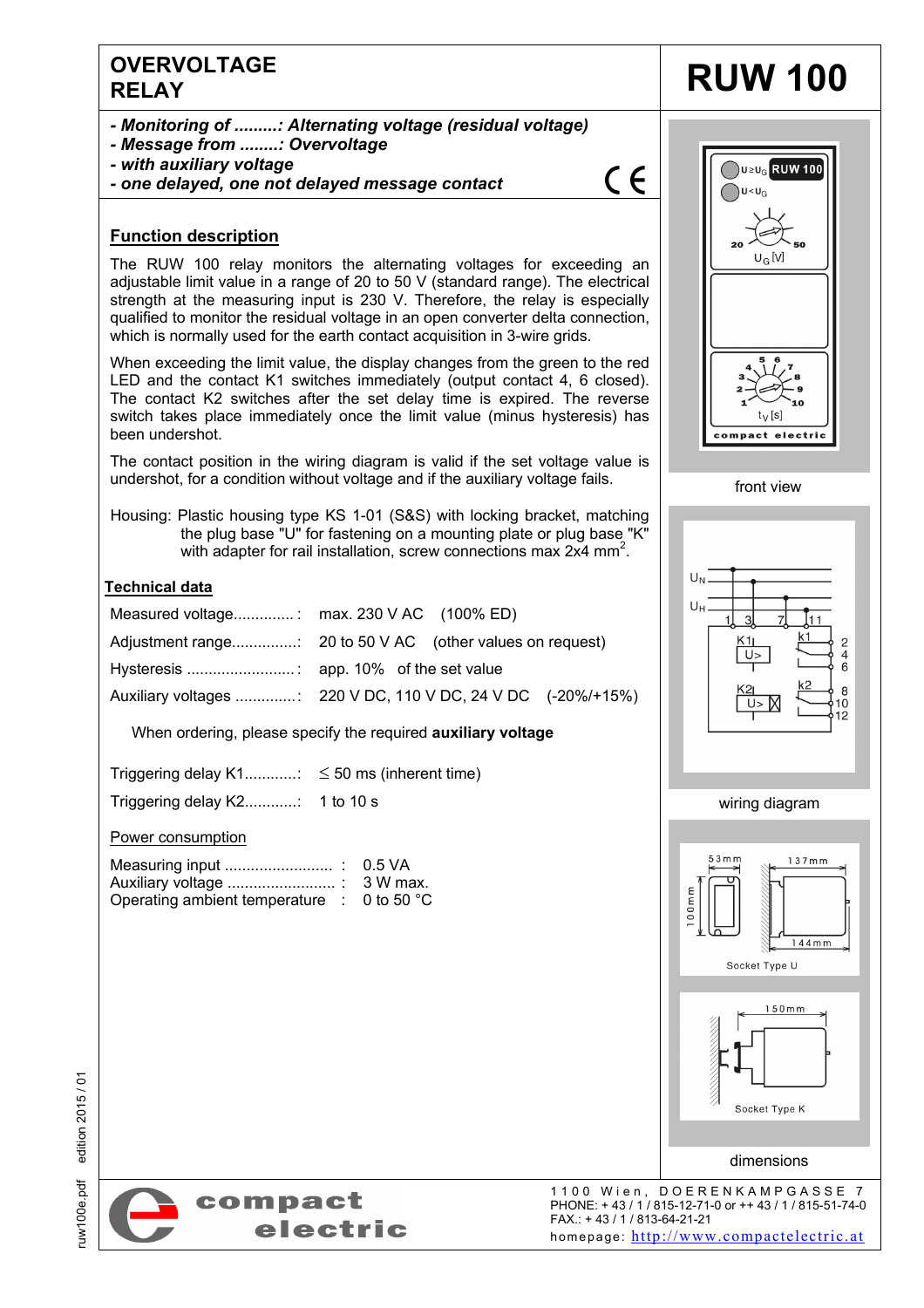# OVERVOLTAGE RELAY

# RUW 100

- ***Monitoring of .........: Alternating voltage (residual voltage)***
- ***Message from ........: Overvoltage***
- ***with auxiliary voltage***
- ***one delayed, one not delayed message contact***

CE

## Function description

The RUW 100 relay monitors the alternating voltages for exceeding an adjustable limit value in a range of 20 to 50 V (standard range). The electrical strength at the measuring input is 230 V. Therefore, the relay is especially qualified to monitor the residual voltage in an open converter delta connection, which is normally used for the earth contact acquisition in 3-wire grids.

When exceeding the limit value, the display changes from the green to the red LED and the contact K1 switches immediately (output contact 4, 6 closed). The contact K2 switches after the set delay time is expired. The reverse switch takes place immediately once the limit value (minus hysteresis) has been undershot.

The contact position in the wiring diagram is valid if the set voltage value is undershot, for a condition without voltage and if the auxiliary voltage fails.

Housing: Plastic housing type KS 1-01 (S&S) with locking bracket, matching the plug base "U" for fastening on a mounting plate or plug base "K" with adapter for rail installation, screw connections max 2x4 mm$^2$.

## Technical data

| | |
|---|---|
| Measured voltage.............. | max. 230 V AC (100% ED) |
| Adjustment range............... | 20 to 50 V AC (other values on request) |
| Hysteresis ......................... | app. 10% of the set value |
| Auxiliary voltages .............. | 220 V DC, 110 V DC, 24 V DC (-20%/+15%) |

When ordering, please specify the required **auxiliary voltage**

| | |
|---|---|
| Triggering delay K1............ | ≤ 50 ms (inherent time) |
| Triggering delay K2............ | 1 to 10 s |

Power consumption

| | |
|---|---|
| Measuring input ......................... | 0.5 VA |
| Auxiliary voltage ......................... | 3 W max. |
| Operating ambient temperature | 0 to 50 °C |

front view

wiring diagram

dimensions

Socket Type U

Socket Type K

rUW100e.pdf edition 2015 / 01

compact electric

1100 Wien, DOERENKAMPGASSE 7
PHONE: + 43 / 1 / 815-12-71-0 or ++ 43 / 1 / 815-51-74-0
FAX.: + 43 / 1 / 813-64-21-21
homepage: http://www.compactelectric.at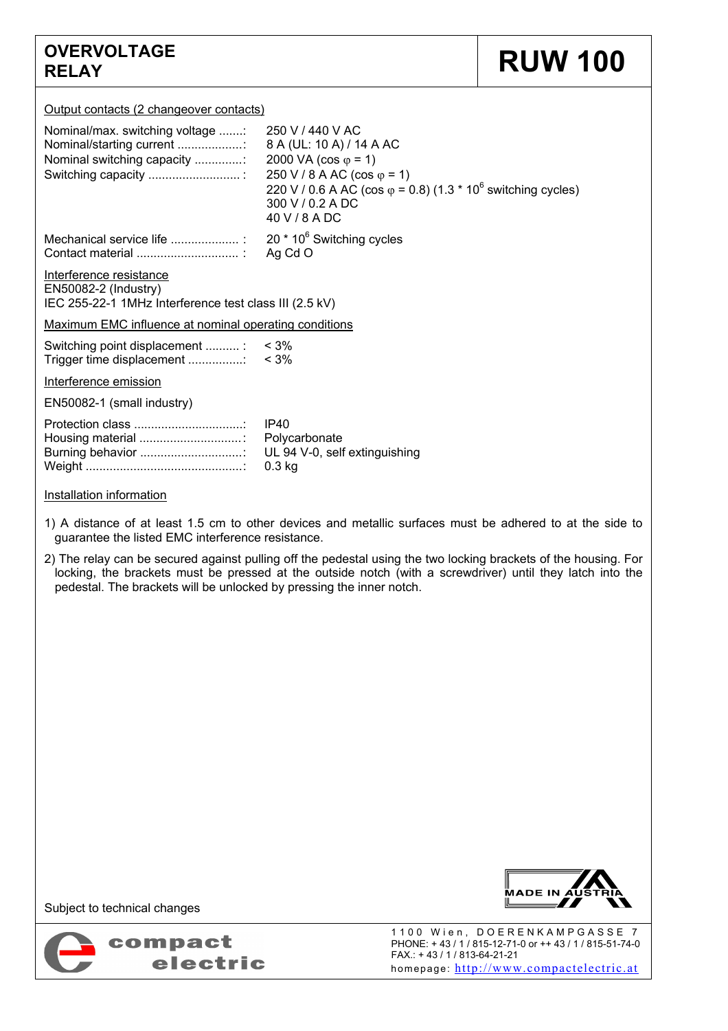# OVERVOLTAGE RELAY

# RUW 100

Output contacts (2 changeover contacts)

| | |
|---|---|
| Nominal/max. switching voltage .......: | 250 V / 440 V AC |
| Nominal/starting current ...................: | 8 A (UL: 10 A) / 14 A AC |
| Nominal switching capacity ..............: | 2000 VA (cos φ = 1) |
| Switching capacity ...........................: | 250 V / 8 A AC (cos φ = 1)<br>220 V / 0.6 A AC (cos φ = 0.8) (1.3 * $10^6$ switching cycles)<br>300 V / 0.2 A DC<br>40 V / 8 A DC |
| Mechanical service life .................... : | 20 * $10^6$ Switching cycles |
| Contact material .............................. : | Ag Cd O |

Interference resistance
EN50082-2 (Industry)
IEC 255-22-1 1MHz Interference test class III (2.5 kV)

Maximum EMC influence at nominal operating conditions

| | |
|---|---|
| Switching point displacement .......... : | < 3% |
| Trigger time displacement ................: | < 3% |

Interference emission

EN50082-1 (small industry)

| | |
|---|---|
| Protection class ................................: | IP40 |
| Housing material ..............................: | Polycarbonate |
| Burning behavior ..............................: | UL 94 V-0, self extinguishing |
| Weight ..............................................: | 0.3 kg |

Installation information

1) A distance of at least 1.5 cm to other devices and metallic surfaces must be adhered to at the side to guarantee the listed EMC interference resistance.
2) The relay can be secured against pulling off the pedestal using the two locking brackets of the housing. For locking, the brackets must be pressed at the outside notch (with a screwdriver) until they latch into the pedestal. The brackets will be unlocked by pressing the inner notch.

Subject to technical changes

MADE IN AUSTRIA

compact electric

1100 Wien, DOERENKAMPGASSE 7
PHONE: + 43 / 1 / 815-12-71-0 or ++ 43 / 1 / 815-51-74-0
FAX.: + 43 / 1 / 813-64-21-21
homepage: http://www.compactelectric.at